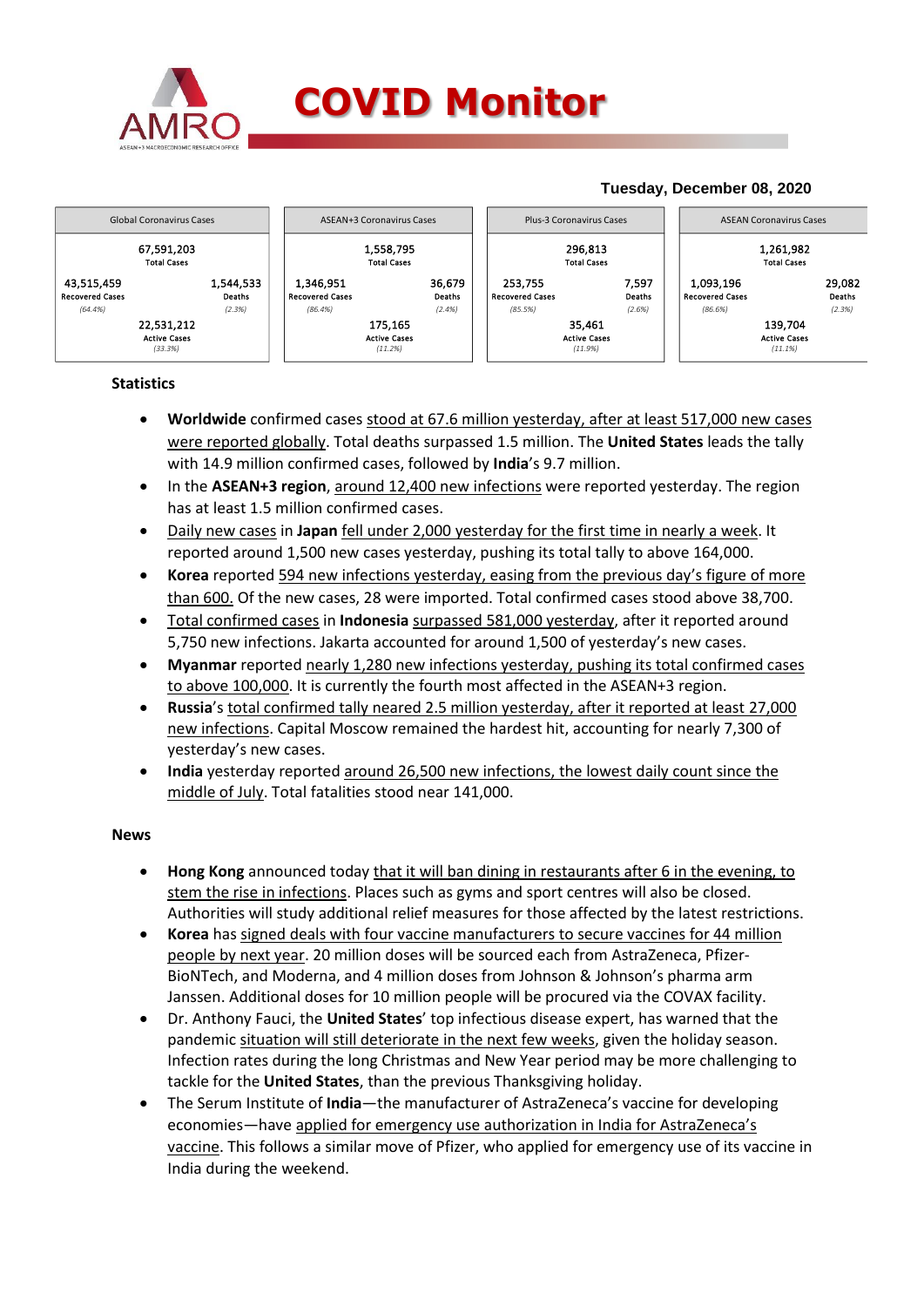# COVID Monitor

**Tuesday, December 08, 2020**

| Global Coronavirus Cases | | ASEAN+3 Coronavirus Cases | | Plus-3 Coronavirus Cases | | ASEAN Coronavirus Cases | |
|---|---|---|---|---|---|---|---|
| 67,591,203 Total Cases | | 1,558,795 Total Cases | | 296,813 Total Cases | | 1,261,982 Total Cases | |
| 43,515,459 Recovered Cases (64.4%) | 1,544,533 Deaths (2.3%) | 1,346,951 Recovered Cases (86.4%) | 36,679 Deaths (2.4%) | 253,755 Recovered Cases (85.5%) | 7,597 Deaths (2.6%) | 1,093,196 Recovered Cases (86.6%) | 29,082 Deaths (2.3%) |
| 22,531,212 Active Cases (33.3%) | | 175,165 Active Cases (11.2%) | | 35,461 Active Cases (11.9%) | | 139,704 Active Cases (11.1%) | |

**Statistics**

- **Worldwide** confirmed cases stood at 67.6 million yesterday, after at least 517,000 new cases were reported globally. Total deaths surpassed 1.5 million. The **United States** leads the tally with 14.9 million confirmed cases, followed by **India**'s 9.7 million.
- In the **ASEAN+3 region**, around 12,400 new infections were reported yesterday. The region has at least 1.5 million confirmed cases.
- Daily new cases in **Japan** fell under 2,000 yesterday for the first time in nearly a week. It reported around 1,500 new cases yesterday, pushing its total tally to above 164,000.
- **Korea** reported 594 new infections yesterday, easing from the previous day's figure of more than 600. Of the new cases, 28 were imported. Total confirmed cases stood above 38,700.
- Total confirmed cases in **Indonesia** surpassed 581,000 yesterday, after it reported around 5,750 new infections. Jakarta accounted for around 1,500 of yesterday's new cases.
- **Myanmar** reported nearly 1,280 new infections yesterday, pushing its total confirmed cases to above 100,000. It is currently the fourth most affected in the ASEAN+3 region.
- **Russia**'s total confirmed tally neared 2.5 million yesterday, after it reported at least 27,000 new infections. Capital Moscow remained the hardest hit, accounting for nearly 7,300 of yesterday's new cases.
- **India** yesterday reported around 26,500 new infections, the lowest daily count since the middle of July. Total fatalities stood near 141,000.

**News**

- **Hong Kong** announced today that it will ban dining in restaurants after 6 in the evening, to stem the rise in infections. Places such as gyms and sport centres will also be closed. Authorities will study additional relief measures for those affected by the latest restrictions.
- **Korea** has signed deals with four vaccine manufacturers to secure vaccines for 44 million people by next year. 20 million doses will be sourced each from AstraZeneca, Pfizer-BioNTech, and Moderna, and 4 million doses from Johnson & Johnson's pharma arm Janssen. Additional doses for 10 million people will be procured via the COVAX facility.
- Dr. Anthony Fauci, the **United States**' top infectious disease expert, has warned that the pandemic situation will still deteriorate in the next few weeks, given the holiday season. Infection rates during the long Christmas and New Year period may be more challenging to tackle for the **United States**, than the previous Thanksgiving holiday.
- The Serum Institute of **India**—the manufacturer of AstraZeneca's vaccine for developing economies—have applied for emergency use authorization in India for AstraZeneca's vaccine. This follows a similar move of Pfizer, who applied for emergency use of its vaccine in India during the weekend.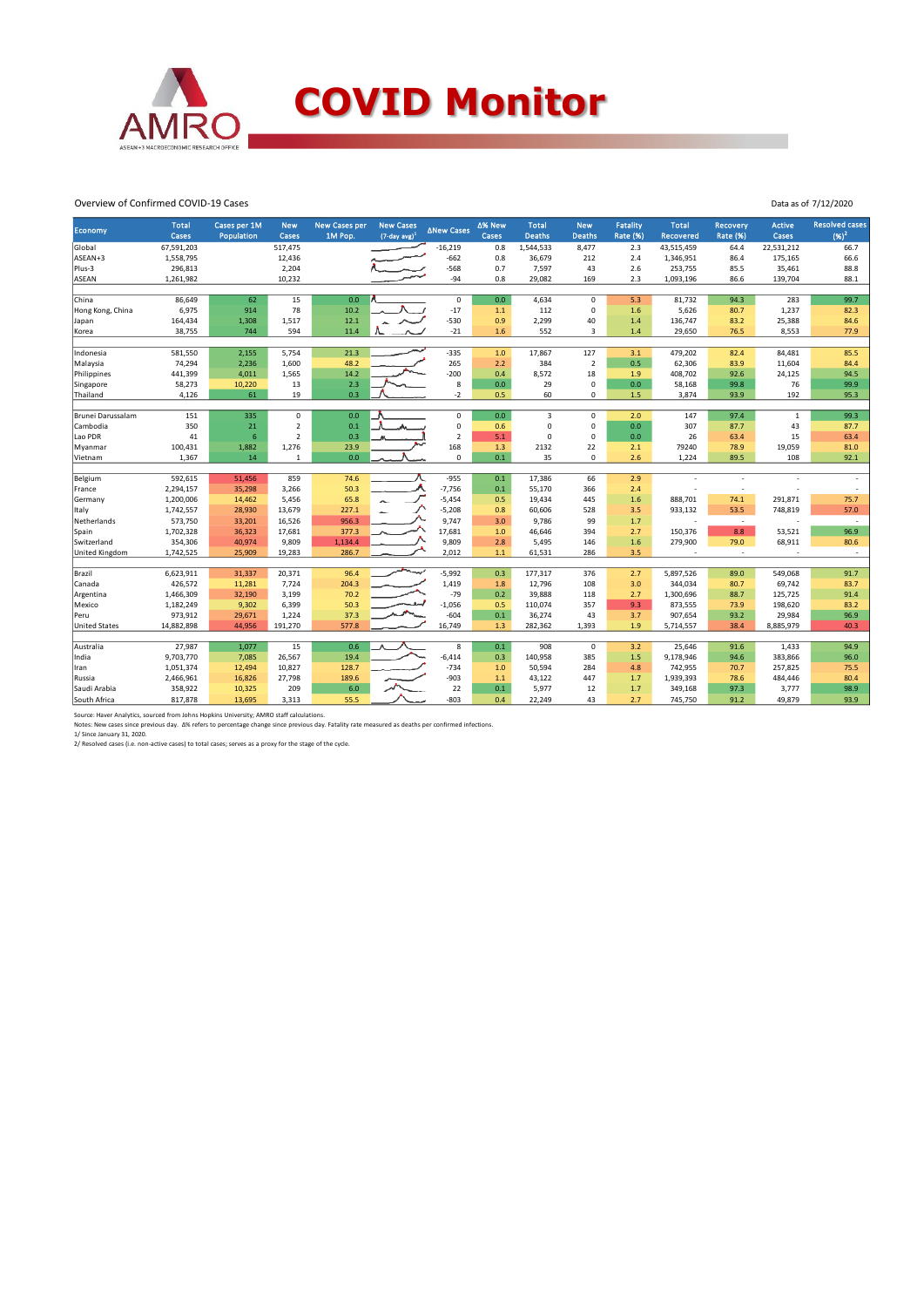# COVID Monitor

Overview of Confirmed COVID-19 Cases

Data as of 7/12/2020

| Economy | Total Cases | Cases per 1M Population | New Cases | New Cases per 1M Pop. | New Cases (7-day avg)[1] | ΔNew Cases | Δ% New Cases | Total Deaths | New Deaths | Fatality Rate (%) | Total Recovered | Recovery Rate (%) | Active Cases | Resolved cases (%)[2] |
|---|---|---|---|---|---|---|---|---|---|---|---|---|---|---|
| Global | 67,591,203 | | 517,475 | | | -16,219 | 0.8 | 1,544,533 | 8,477 | 2.3 | 43,515,459 | 64.4 | 22,531,212 | 66.7 |
| ASEAN+3 | 1,558,795 | | 12,436 | | | -662 | 0.8 | 36,679 | 212 | 2.4 | 1,346,951 | 86.4 | 175,165 | 66.6 |
| Plus-3 | 296,813 | | 2,204 | | | -568 | 0.7 | 7,597 | 43 | 2.6 | 253,755 | 85.5 | 35,461 | 88.8 |
| ASEAN | 1,261,982 | | 10,232 | | | -94 | 0.8 | 29,082 | 169 | 2.3 | 1,093,196 | 86.6 | 139,704 | 88.1 |
| | | | | | | | | | | | | | | |
| China | 86,649 | 62 | 15 | 0.0 | | 0 | 0.0 | 4,634 | 0 | 5.3 | 81,732 | 94.3 | 283 | 99.7 |
| Hong Kong, China | 6,975 | 914 | 78 | 10.2 | | -17 | 1.1 | 112 | 0 | 1.6 | 5,626 | 80.7 | 1,237 | 82.3 |
| Japan | 164,434 | 1,308 | 1,517 | 12.1 | | -530 | 0.9 | 2,299 | 40 | 1.4 | 136,747 | 83.2 | 25,388 | 84.6 |
| Korea | 38,755 | 744 | 594 | 11.4 | | -21 | 1.6 | 552 | 3 | 1.4 | 29,650 | 76.5 | 8,553 | 77.9 |
| | | | | | | | | | | | | | | |
| Indonesia | 581,550 | 2,155 | 5,754 | 21.3 | | -335 | 1.0 | 17,867 | 127 | 3.1 | 479,202 | 82.4 | 84,481 | 85.5 |
| Malaysia | 74,294 | 2,236 | 1,600 | 48.2 | | 265 | 2.2 | 384 | 2 | 0.5 | 62,306 | 83.9 | 11,604 | 84.4 |
| Philippines | 441,399 | 4,011 | 1,565 | 14.2 | | -200 | 0.4 | 8,572 | 18 | 1.9 | 408,702 | 92.6 | 24,125 | 94.5 |
| Singapore | 58,273 | 10,220 | 13 | 2.3 | | 8 | 0.0 | 29 | 0 | 0.0 | 58,168 | 99.8 | 76 | 99.9 |
| Thailand | 4,126 | 61 | 19 | 0.3 | | -2 | 0.5 | 60 | 0 | 1.5 | 3,874 | 93.9 | 192 | 95.3 |
| | | | | | | | | | | | | | | |
| Brunei Darussalam | 151 | 335 | 0 | 0.0 | | 0 | 0.0 | 3 | 0 | 2.0 | 147 | 97.4 | 1 | 99.3 |
| Cambodia | 350 | 21 | 2 | 0.1 | | 0 | 0.6 | 0 | 0 | 0.0 | 307 | 87.7 | 43 | 87.7 |
| Lao PDR | 41 | 6 | 2 | 0.3 | | 2 | 5.1 | 0 | 0 | 0.0 | 26 | 63.4 | 15 | 63.4 |
| Myanmar | 100,431 | 1,882 | 1,276 | 23.9 | | 168 | 1.3 | 2132 | 22 | 2.1 | 79240 | 78.9 | 19,059 | 81.0 |
| Vietnam | 1,367 | 14 | 1 | 0.0 | | 0 | 0.1 | 35 | 0 | 2.6 | 1,224 | 89.5 | 108 | 92.1 |
| | | | | | | | | | | | | | | |
| Belgium | 592,615 | 51,456 | 859 | 74.6 | | -955 | 0.1 | 17,386 | 66 | 2.9 | - | - | - | - |
| France | 2,294,157 | 35,298 | 3,266 | 50.3 | | -7,756 | 0.1 | 55,170 | 366 | 2.4 | - | - | - | - |
| Germany | 1,200,006 | 14,462 | 5,456 | 65.8 | | -5,454 | 0.5 | 19,434 | 445 | 1.6 | 888,701 | 74.1 | 291,871 | 75.7 |
| Italy | 1,742,557 | 28,930 | 13,679 | 227.1 | | -5,208 | 0.8 | 60,606 | 528 | 3.5 | 933,132 | 53.5 | 748,819 | 57.0 |
| Netherlands | 573,750 | 33,201 | 16,526 | 956.3 | | 9,747 | 3.0 | 9,786 | 99 | 1.7 | - | - | - | - |
| Spain | 1,702,328 | 36,323 | 17,681 | 377.3 | | 17,681 | 1.0 | 46,646 | 394 | 2.7 | 150,376 | 8.8 | 53,521 | 96.9 |
| Switzerland | 354,306 | 40,974 | 9,809 | 1,134.4 | | 9,809 | 2.8 | 5,495 | 146 | 1.6 | 279,900 | 79.0 | 68,911 | 80.6 |
| United Kingdom | 1,742,525 | 25,909 | 19,283 | 286.7 | | 2,012 | 1.1 | 61,531 | 286 | 3.5 | - | - | - | - |
| | | | | | | | | | | | | | | |
| Brazil | 6,623,911 | 31,337 | 20,371 | 96.4 | | -5,992 | 0.3 | 177,317 | 376 | 2.7 | 5,897,526 | 89.0 | 549,068 | 91.7 |
| Canada | 426,572 | 11,281 | 7,724 | 204.3 | | 1,419 | 1.8 | 12,796 | 108 | 3.0 | 344,034 | 80.7 | 69,742 | 83.7 |
| Argentina | 1,466,309 | 32,190 | 3,199 | 70.2 | | -79 | 0.2 | 39,888 | 118 | 2.7 | 1,300,696 | 88.7 | 125,725 | 91.4 |
| Mexico | 1,182,249 | 9,302 | 6,399 | 50.3 | | -1,056 | 0.5 | 110,074 | 357 | 9.3 | 873,555 | 73.9 | 198,620 | 83.2 |
| Peru | 973,912 | 29,671 | 1,224 | 37.3 | | -604 | 0.1 | 36,274 | 43 | 3.7 | 907,654 | 93.2 | 29,984 | 96.9 |
| United States | 14,882,898 | 44,956 | 191,270 | 577.8 | | 16,749 | 1.3 | 282,362 | 1,393 | 1.9 | 5,714,557 | 38.4 | 8,885,979 | 40.3 |
| | | | | | | | | | | | | | | |
| Australia | 27,987 | 1,077 | 15 | 0.6 | | 8 | 0.1 | 908 | 0 | 3.2 | 25,646 | 91.6 | 1,433 | 94.9 |
| India | 9,703,770 | 7,085 | 26,567 | 19.4 | | -6,414 | 0.3 | 140,958 | 385 | 1.5 | 9,178,946 | 94.6 | 383,866 | 96.0 |
| Iran | 1,051,374 | 12,494 | 10,827 | 128.7 | | -734 | 1.0 | 50,594 | 284 | 4.8 | 742,955 | 70.7 | 257,825 | 75.5 |
| Russia | 2,466,961 | 16,826 | 27,798 | 189.6 | | -903 | 1.1 | 43,122 | 447 | 1.7 | 1,939,393 | 78.6 | 484,446 | 80.4 |
| Saudi Arabia | 358,922 | 10,325 | 209 | 6.0 | | 22 | 0.1 | 5,977 | 12 | 1.7 | 349,168 | 97.3 | 3,777 | 98.9 |
| South Africa | 817,878 | 13,695 | 3,313 | 55.5 | | -803 | 0.4 | 22,249 | 43 | 2.7 | 745,750 | 91.2 | 49,879 | 93.9 |

Source: Haver Analytics, sourced from Johns Hopkins University; AMRO staff calculations.
Notes: New cases since previous day. Δ% refers to percentage change since previous day. Fatality rate measured as deaths per confirmed infections.
1/ Since January 31, 2020.
2/ Resolved cases (i.e. non-active cases) to total cases; serves as a proxy for the stage of the cycle.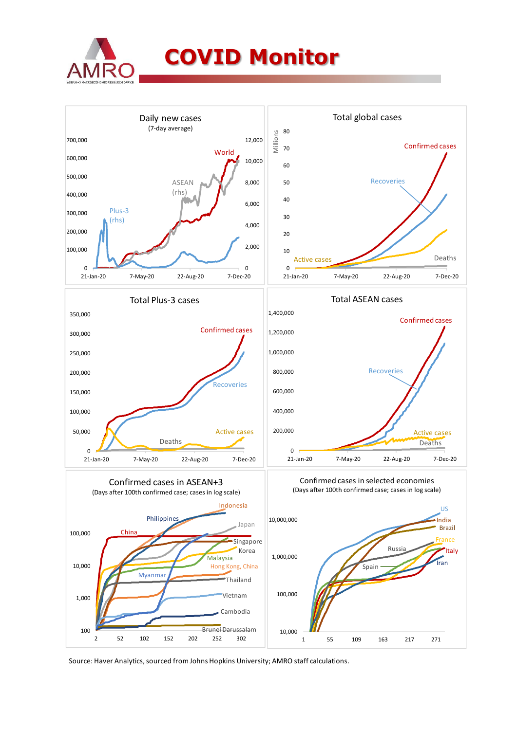# COVID Monitor

AMRO
ASEAN+3 MACROECONOMIC RESEARCH OFFICE

Daily new cases
(7-day average)

700,000
600,000
500,000
400,000
300,000
200,000
100,000
0

12,000
10,000
8,000
6,000
4,000
2,000
0

World
ASEAN (rhs)
Plus-3 (rhs)

21-Jan-20
7-May-20
22-Aug-20
7-Dec-20

Total global cases

Millions
80
70
60
50
40
30
20
10
0

Confirmed cases
Recoveries
Active cases
Deaths

21-Jan-20
7-May-20
22-Aug-20
7-Dec-20

Total Plus-3 cases

350,000
300,000
250,000
200,000
150,000
100,000
50,000
0

Confirmed cases
Recoveries
Active cases
Deaths

21-Jan-20
7-May-20
22-Aug-20
7-Dec-20

Total ASEAN cases

1,400,000
1,200,000
1,000,000
800,000
600,000
400,000
200,000
0

Confirmed cases
Recoveries
Active cases
Deaths

21-Jan-20
7-May-20
22-Aug-20
7-Dec-20

Confirmed cases in ASEAN+3
(Days after 100th confirmed case; cases in log scale)

100,000
10,000
1,000
100

Indonesia
Philippines
Japan
China
Singapore
Korea
Malaysia
Hong Kong, China
Myanmar
Thailand
Vietnam
Cambodia
Brunei Darussalam

2
52
102
152
202
252
302

Confirmed cases in selected economies
(Days after 100th confirmed case; cases in log scale)

10,000,000
1,000,000
100,000
10,000

US
India
Brazil
France
Russia
Italy
Spain
Iran

1
55
109
163
217
271

Source: Haver Analytics, sourced from Johns Hopkins University; AMRO staff calculations.